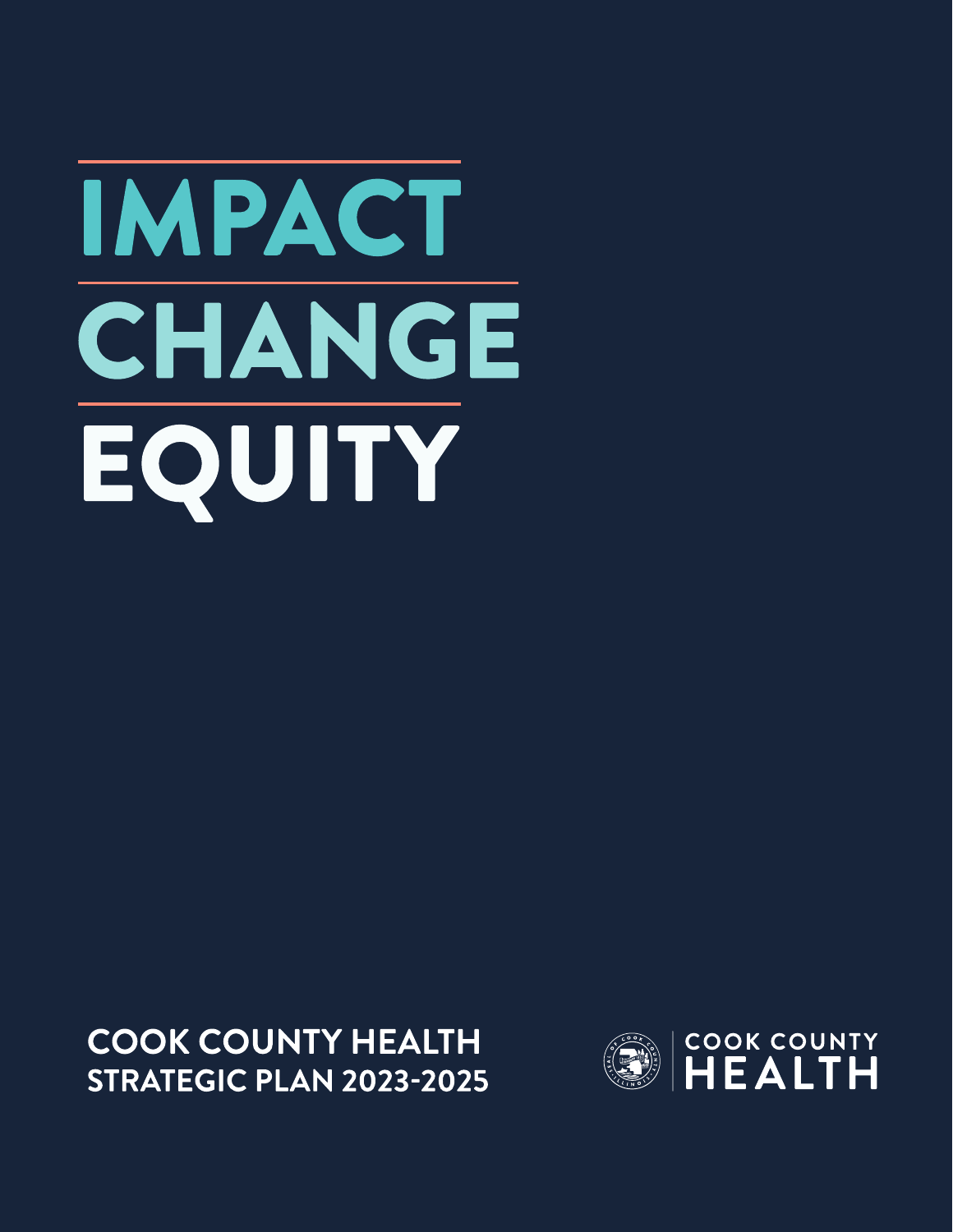# IMPACT

# CHANGE

# EQUITY

**COOK COUNTY HEALTH**
**STRATEGIC PLAN 2023-2025**

COOK COUNTY HEALTH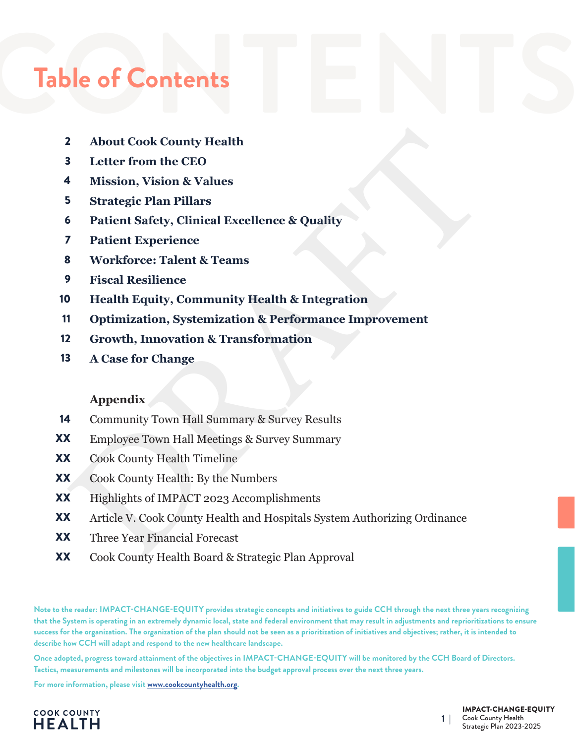# Table of Contents

| | |
|---|---|
| 2 | **About Cook County Health** |
| 3 | **Letter from the CEO** |
| 4 | **Mission, Vision & Values** |
| 5 | **Strategic Plan Pillars** |
| 6 | **Patient Safety, Clinical Excellence & Quality** |
| 7 | **Patient Experience** |
| 8 | **Workforce: Talent & Teams** |
| 9 | **Fiscal Resilience** |
| 10 | **Health Equity, Community Health & Integration** |
| 11 | **Optimization, Systemization & Performance Improvement** |
| 12 | **Growth, Innovation & Transformation** |
| 13 | **A Case for Change** |

**Appendix**

| | |
|---|---|
| 14 | Community Town Hall Summary & Survey Results |
| XX | Employee Town Hall Meetings & Survey Summary |
| XX | Cook County Health Timeline |
| XX | Cook County Health: By the Numbers |
| XX | Highlights of IMPACT 2023 Accomplishments |
| XX | Article V. Cook County Health and Hospitals System Authorizing Ordinance |
| XX | Three Year Financial Forecast |
| XX | Cook County Health Board & Strategic Plan Approval |

Note to the reader: IMPACT-CHANGE-EQUITY provides strategic concepts and initiatives to guide CCH through the next three years recognizing that the System is operating in an extremely dynamic local, state and federal environment that may result in adjustments and reprioritizations to ensure success for the organization. The organization of the plan should not be seen as a prioritization of initiatives and objectives; rather, it is intended to describe how CCH will adapt and respond to the new healthcare landscape.

Once adopted, progress toward attainment of the objectives in IMPACT-CHANGE-EQUITY will be monitored by the CCH Board of Directors. Tactics, measurements and milestones will be incorporated into the budget approval process over the next three years.

For more information, please visit [www.cookcountyhealth.org](http://www.cookcountyhealth.org).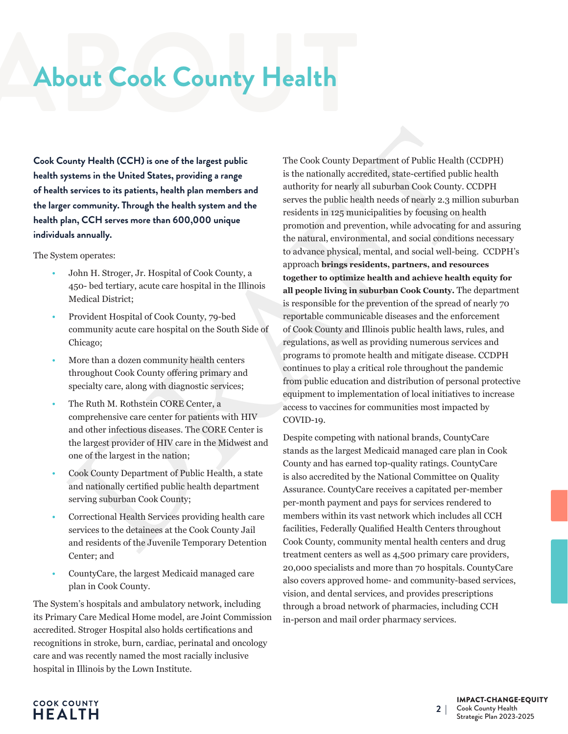# About Cook County Health

**Cook County Health (CCH) is one of the largest public health systems in the United States, providing a range of health services to its patients, health plan members and the larger community. Through the health system and the health plan, CCH serves more than 600,000 unique individuals annually.**

The System operates:

- John H. Stroger, Jr. Hospital of Cook County, a 450- bed tertiary, acute care hospital in the Illinois Medical District;
- Provident Hospital of Cook County, 79-bed community acute care hospital on the South Side of Chicago;
- More than a dozen community health centers throughout Cook County offering primary and specialty care, along with diagnostic services;
- The Ruth M. Rothstein CORE Center, a comprehensive care center for patients with HIV and other infectious diseases. The CORE Center is the largest provider of HIV care in the Midwest and one of the largest in the nation;
- Cook County Department of Public Health, a state and nationally certified public health department serving suburban Cook County;
- Correctional Health Services providing health care services to the detainees at the Cook County Jail and residents of the Juvenile Temporary Detention Center; and
- CountyCare, the largest Medicaid managed care plan in Cook County.

The System's hospitals and ambulatory network, including its Primary Care Medical Home model, are Joint Commission accredited. Stroger Hospital also holds certifications and recognitions in stroke, burn, cardiac, perinatal and oncology care and was recently named the most racially inclusive hospital in Illinois by the Lown Institute.

The Cook County Department of Public Health (CCDPH) is the nationally accredited, state-certified public health authority for nearly all suburban Cook County. CCDPH serves the public health needs of nearly 2.3 million suburban residents in 125 municipalities by focusing on health promotion and prevention, while advocating for and assuring the natural, environmental, and social conditions necessary to advance physical, mental, and social well-being. CCDPH's approach **brings residents, partners, and resources together to optimize health and achieve health equity for all people living in suburban Cook County.** The department is responsible for the prevention of the spread of nearly 70 reportable communicable diseases and the enforcement of Cook County and Illinois public health laws, rules, and regulations, as well as providing numerous services and programs to promote health and mitigate disease. CCDPH continues to play a critical role throughout the pandemic from public education and distribution of personal protective equipment to implementation of local initiatives to increase access to vaccines for communities most impacted by COVID-19.

Despite competing with national brands, CountyCare stands as the largest Medicaid managed care plan in Cook County and has earned top-quality ratings. CountyCare is also accredited by the National Committee on Quality Assurance. CountyCare receives a capitated per-member per-month payment and pays for services rendered to members within its vast network which includes all CCH facilities, Federally Qualified Health Centers throughout Cook County, community mental health centers and drug treatment centers as well as 4,500 primary care providers, 20,000 specialists and more than 70 hospitals. CountyCare also covers approved home- and community-based services, vision, and dental services, and provides prescriptions through a broad network of pharmacies, including CCH in-person and mail order pharmacy services.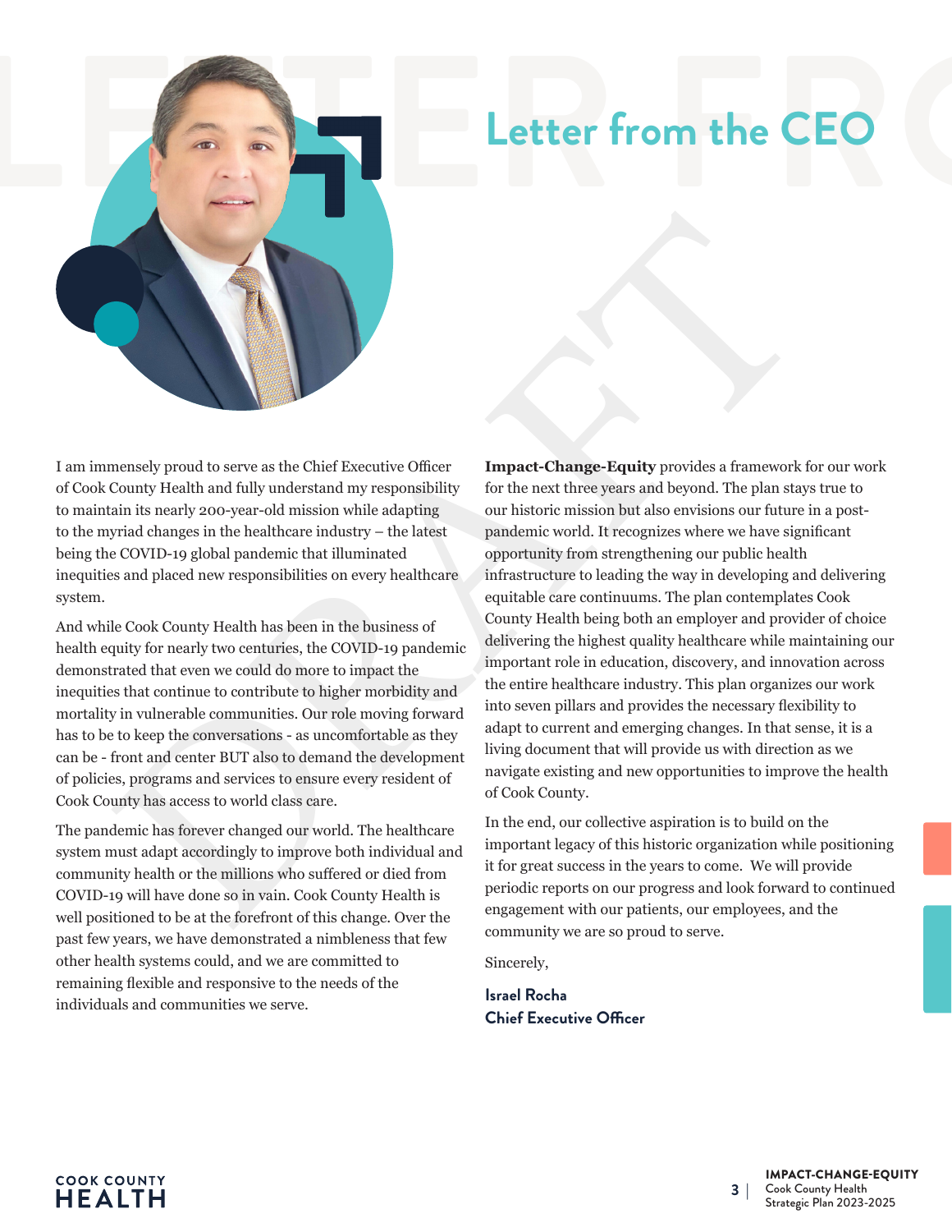# Letter from the CEO

I am immensely proud to serve as the Chief Executive Officer of Cook County Health and fully understand my responsibility to maintain its nearly 200-year-old mission while adapting to the myriad changes in the healthcare industry – the latest being the COVID-19 global pandemic that illuminated inequities and placed new responsibilities on every healthcare system.

And while Cook County Health has been in the business of health equity for nearly two centuries, the COVID-19 pandemic demonstrated that even we could do more to impact the inequities that continue to contribute to higher morbidity and mortality in vulnerable communities. Our role moving forward has to be to keep the conversations - as uncomfortable as they can be - front and center BUT also to demand the development of policies, programs and services to ensure every resident of Cook County has access to world class care.

The pandemic has forever changed our world. The healthcare system must adapt accordingly to improve both individual and community health or the millions who suffered or died from COVID-19 will have done so in vain. Cook County Health is well positioned to be at the forefront of this change. Over the past few years, we have demonstrated a nimbleness that few other health systems could, and we are committed to remaining flexible and responsive to the needs of the individuals and communities we serve.

**Impact-Change-Equity** provides a framework for our work for the next three years and beyond. The plan stays true to our historic mission but also envisions our future in a post-pandemic world. It recognizes where we have significant opportunity from strengthening our public health infrastructure to leading the way in developing and delivering equitable care continuums. The plan contemplates Cook County Health being both an employer and provider of choice delivering the highest quality healthcare while maintaining our important role in education, discovery, and innovation across the entire healthcare industry. This plan organizes our work into seven pillars and provides the necessary flexibility to adapt to current and emerging changes. In that sense, it is a living document that will provide us with direction as we navigate existing and new opportunities to improve the health of Cook County.

In the end, our collective aspiration is to build on the important legacy of this historic organization while positioning it for great success in the years to come. We will provide periodic reports on our progress and look forward to continued engagement with our patients, our employees, and the community we are so proud to serve.

Sincerely,

**Israel Rocha**
**Chief Executive Officer**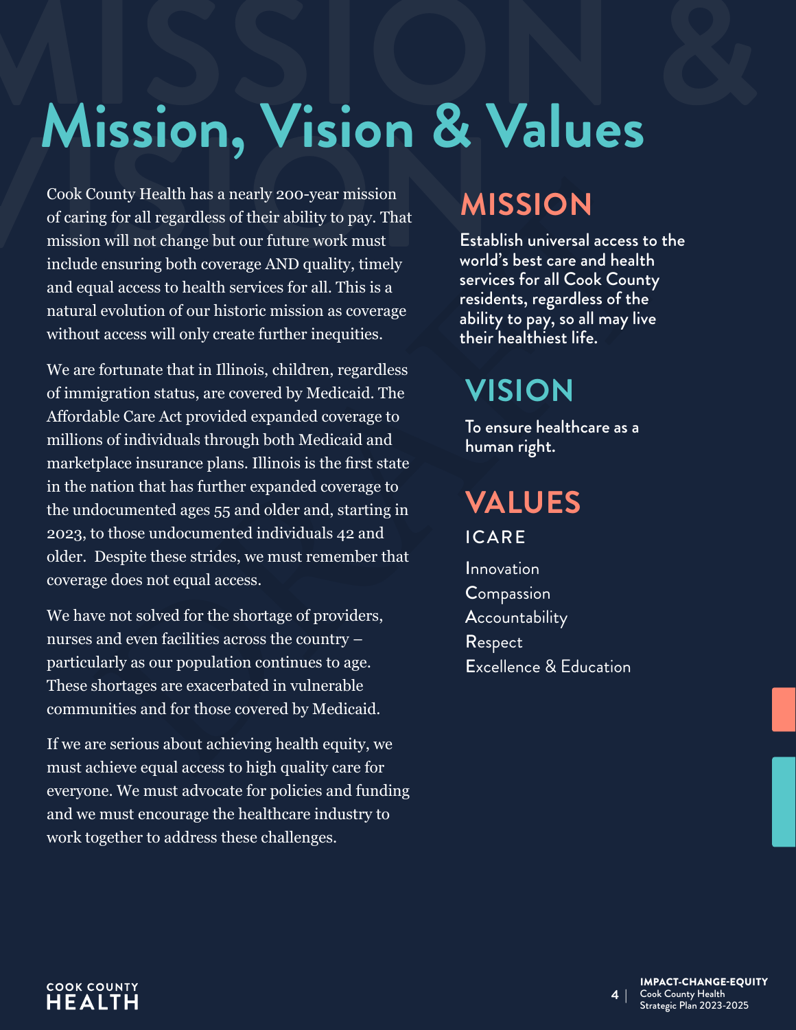# Mission, Vision & Values

Cook County Health has a nearly 200-year mission of caring for all regardless of their ability to pay. That mission will not change but our future work must include ensuring both coverage AND quality, timely and equal access to health services for all. This is a natural evolution of our historic mission as coverage without access will only create further inequities.

We are fortunate that in Illinois, children, regardless of immigration status, are covered by Medicaid. The Affordable Care Act provided expanded coverage to millions of individuals through both Medicaid and marketplace insurance plans. Illinois is the first state in the nation that has further expanded coverage to the undocumented ages 55 and older and, starting in 2023, to those undocumented individuals 42 and older. Despite these strides, we must remember that coverage does not equal access.

We have not solved for the shortage of providers, nurses and even facilities across the country – particularly as our population continues to age. These shortages are exacerbated in vulnerable communities and for those covered by Medicaid.

If we are serious about achieving health equity, we must achieve equal access to high quality care for everyone. We must advocate for policies and funding and we must encourage the healthcare industry to work together to address these challenges.

## MISSION

Establish universal access to the world's best care and health services for all Cook County residents, regardless of the ability to pay, so all may live their healthiest life.

## VISION

To ensure healthcare as a human right.

## VALUES

ICARE

- **I**nnovation
- **C**ompassion
- **A**ccountability
- **R**espect
- **E**xcellence & Education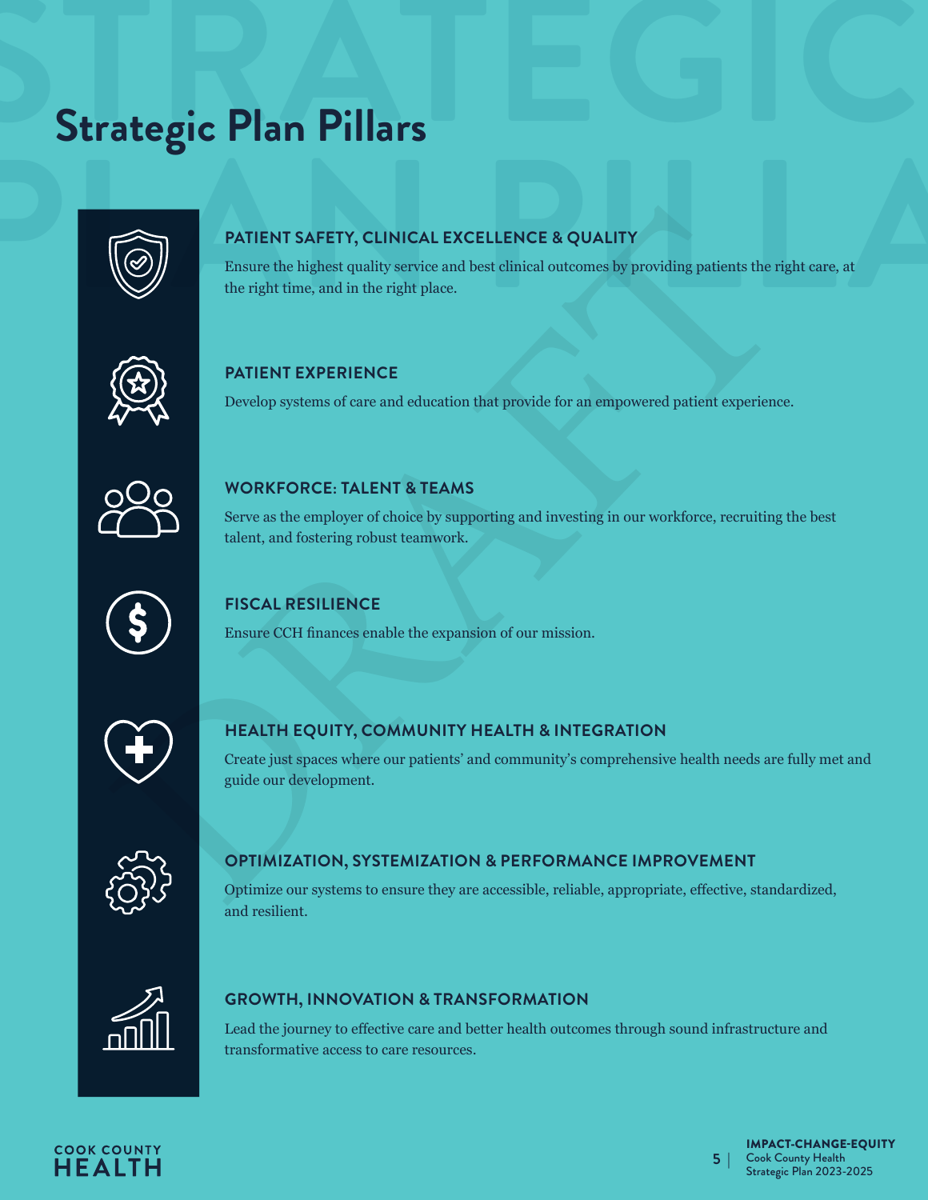# Strategic Plan Pillars

### PATIENT SAFETY, CLINICAL EXCELLENCE & QUALITY

Ensure the highest quality service and best clinical outcomes by providing patients the right care, at the right time, and in the right place.

### PATIENT EXPERIENCE

Develop systems of care and education that provide for an empowered patient experience.

### WORKFORCE: TALENT & TEAMS

Serve as the employer of choice by supporting and investing in our workforce, recruiting the best talent, and fostering robust teamwork.

### FISCAL RESILIENCE

Ensure CCH finances enable the expansion of our mission.

### HEALTH EQUITY, COMMUNITY HEALTH & INTEGRATION

Create just spaces where our patients' and community's comprehensive health needs are fully met and guide our development.

### OPTIMIZATION, SYSTEMIZATION & PERFORMANCE IMPROVEMENT

Optimize our systems to ensure they are accessible, reliable, appropriate, effective, standardized, and resilient.

### GROWTH, INNOVATION & TRANSFORMATION

Lead the journey to effective care and better health outcomes through sound infrastructure and transformative access to care resources.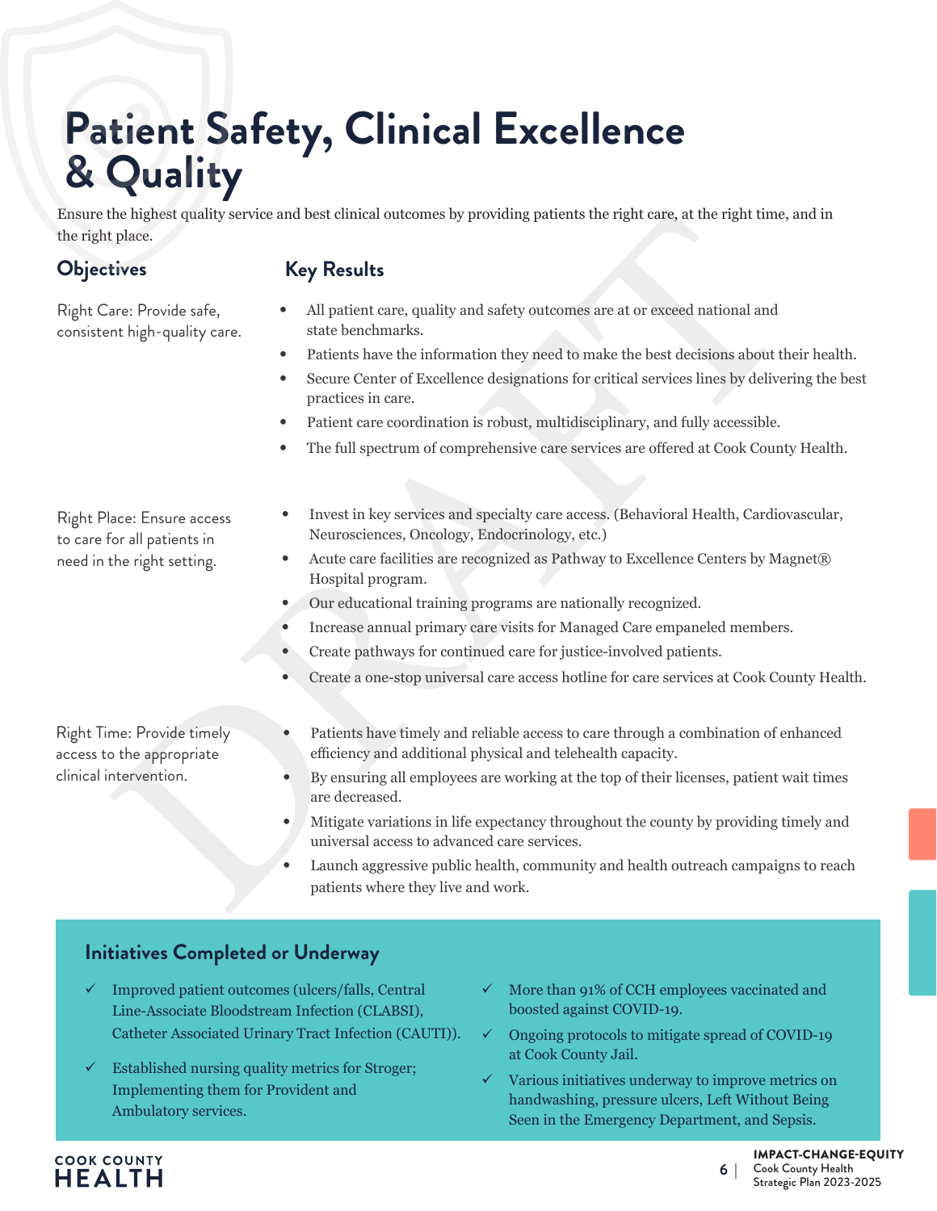# Patient Safety, Clinical Excellence & Quality

Ensure the highest quality service and best clinical outcomes by providing patients the right care, at the right time, and in the right place.

| Objectives | Key Results |
|---|---|
| Right Care: Provide safe, consistent high-quality care. | • All patient care, quality and safety outcomes are at or exceed national and state benchmarks.<br>• Patients have the information they need to make the best decisions about their health.<br>• Secure Center of Excellence designations for critical services lines by delivering the best practices in care.<br>• Patient care coordination is robust, multidisciplinary, and fully accessible.<br>• The full spectrum of comprehensive care services are offered at Cook County Health. |
| Right Place: Ensure access to care for all patients in need in the right setting. | • Invest in key services and specialty care access. (Behavioral Health, Cardiovascular, Neurosciences, Oncology, Endocrinology, etc.)<br>• Acute care facilities are recognized as Pathway to Excellence Centers by Magnet® Hospital program.<br>• Our educational training programs are nationally recognized.<br>• Increase annual primary care visits for Managed Care empaneled members.<br>• Create pathways for continued care for justice-involved patients.<br>• Create a one-stop universal care access hotline for care services at Cook County Health. |
| Right Time: Provide timely access to the appropriate clinical intervention. | • Patients have timely and reliable access to care through a combination of enhanced efficiency and additional physical and telehealth capacity.<br>• By ensuring all employees are working at the top of their licenses, patient wait times are decreased.<br>• Mitigate variations in life expectancy throughout the county by providing timely and universal access to advanced care services.<br>• Launch aggressive public health, community and health outreach campaigns to reach patients where they live and work. |

## Initiatives Completed or Underway

- ✓ Improved patient outcomes (ulcers/falls, Central Line-Associate Bloodstream Infection (CLABSI), Catheter Associated Urinary Tract Infection (CAUTI)).
- ✓ Established nursing quality metrics for Stroger; Implementing them for Provident and Ambulatory services.
- ✓ More than 91% of CCH employees vaccinated and boosted against COVID-19.
- ✓ Ongoing protocols to mitigate spread of COVID-19 at Cook County Jail.
- ✓ Various initiatives underway to improve metrics on handwashing, pressure ulcers, Left Without Being Seen in the Emergency Department, and Sepsis.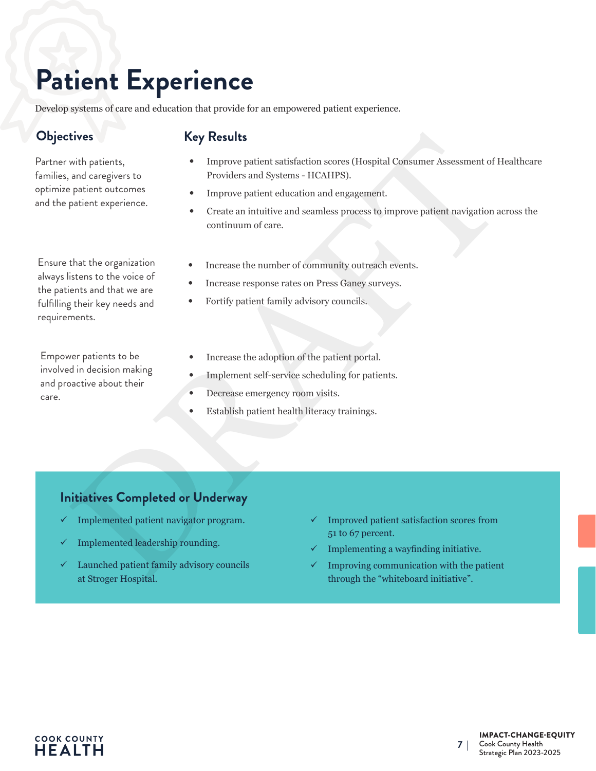# Patient Experience

Develop systems of care and education that provide for an empowered patient experience.

| Objectives | Key Results |
| --- | --- |
| Partner with patients, families, and caregivers to optimize patient outcomes and the patient experience. | • Improve patient satisfaction scores (Hospital Consumer Assessment of Healthcare Providers and Systems - HCAHPS).<br>• Improve patient education and engagement.<br>• Create an intuitive and seamless process to improve patient navigation across the continuum of care. |
| Ensure that the organization always listens to the voice of the patients and that we are fulfilling their key needs and requirements. | • Increase the number of community outreach events.<br>• Increase response rates on Press Ganey surveys.<br>• Fortify patient family advisory councils. |
| Empower patients to be involved in decision making and proactive about their care. | • Increase the adoption of the patient portal.<br>• Implement self-service scheduling for patients.<br>• Decrease emergency room visits.<br>• Establish patient health literacy trainings. |

## Initiatives Completed or Underway

- ✓ Implemented patient navigator program.
- ✓ Implemented leadership rounding.
- ✓ Launched patient family advisory councils at Stroger Hospital.
- ✓ Improved patient satisfaction scores from 51 to 67 percent.
- ✓ Implementing a wayfinding initiative.
- ✓ Improving communication with the patient through the “whiteboard initiative”.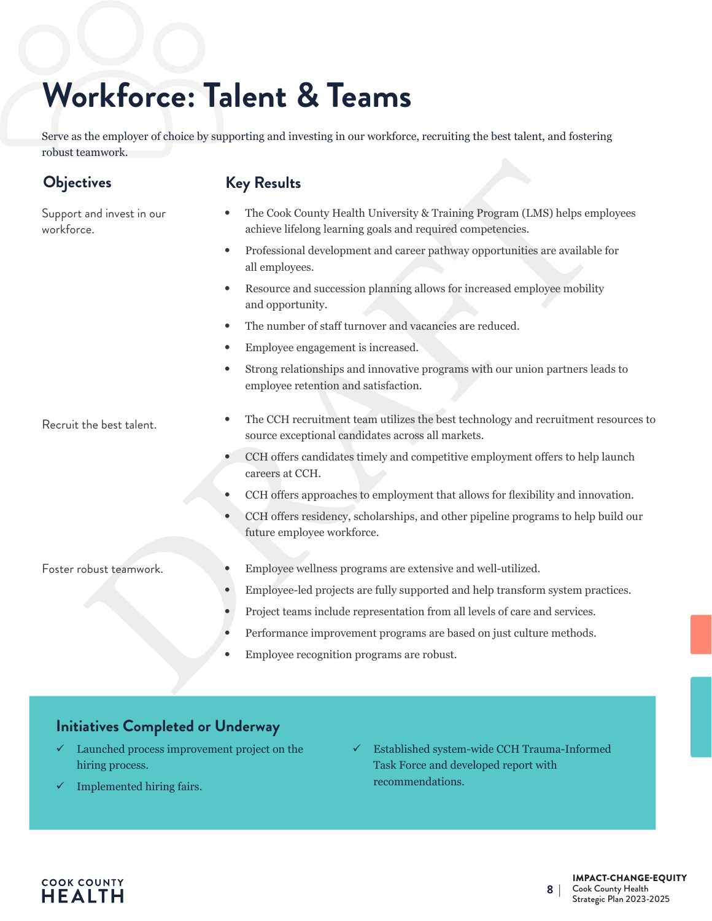# Workforce: Talent & Teams

Serve as the employer of choice by supporting and investing in our workforce, recruiting the best talent, and fostering robust teamwork.

| Objectives | Key Results |
|---|---|
| Support and invest in our workforce. | • The Cook County Health University & Training Program (LMS) helps employees achieve lifelong learning goals and required competencies.<br>• Professional development and career pathway opportunities are available for all employees.<br>• Resource and succession planning allows for increased employee mobility and opportunity.<br>• The number of staff turnover and vacancies are reduced.<br>• Employee engagement is increased.<br>• Strong relationships and innovative programs with our union partners leads to employee retention and satisfaction. |
| Recruit the best talent. | • The CCH recruitment team utilizes the best technology and recruitment resources to source exceptional candidates across all markets.<br>• CCH offers candidates timely and competitive employment offers to help launch careers at CCH.<br>• CCH offers approaches to employment that allows for flexibility and innovation.<br>• CCH offers residency, scholarships, and other pipeline programs to help build our future employee workforce. |
| Foster robust teamwork. | • Employee wellness programs are extensive and well-utilized.<br>• Employee-led projects are fully supported and help transform system practices.<br>• Project teams include representation from all levels of care and services.<br>• Performance improvement programs are based on just culture methods.<br>• Employee recognition programs are robust. |

## Initiatives Completed or Underway

- ✓ Launched process improvement project on the hiring process.
- ✓ Implemented hiring fairs.
- ✓ Established system-wide CCH Trauma-Informed Task Force and developed report with recommendations.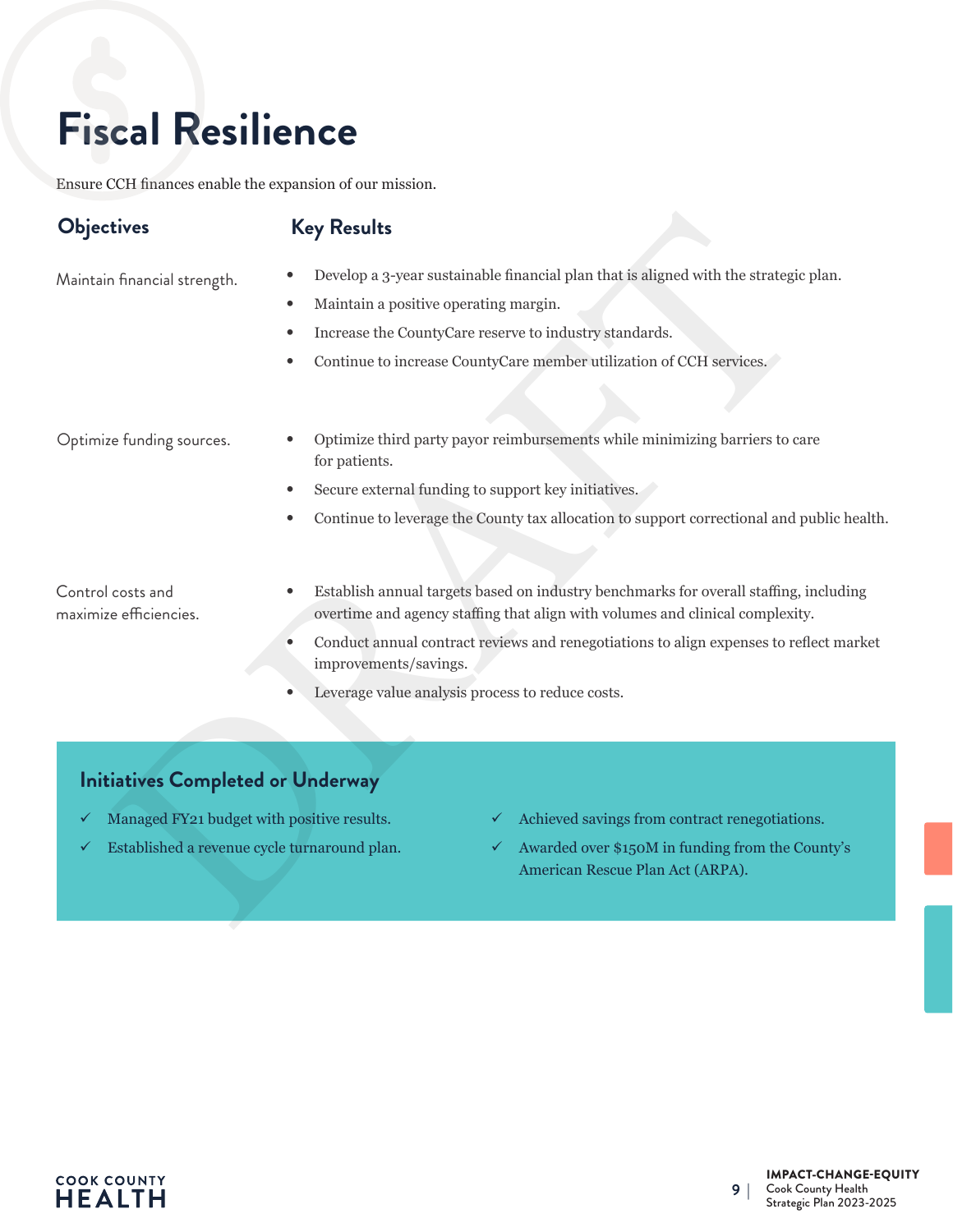# Fiscal Resilience

Ensure CCH finances enable the expansion of our mission.

| Objectives | Key Results |
|---|---|
| Maintain financial strength. | • Develop a 3-year sustainable financial plan that is aligned with the strategic plan.<br>• Maintain a positive operating margin.<br>• Increase the CountyCare reserve to industry standards.<br>• Continue to increase CountyCare member utilization of CCH services. |
| Optimize funding sources. | • Optimize third party payor reimbursements while minimizing barriers to care for patients.<br>• Secure external funding to support key initiatives.<br>• Continue to leverage the County tax allocation to support correctional and public health. |
| Control costs and maximize efficiencies. | • Establish annual targets based on industry benchmarks for overall staffing, including overtime and agency staffing that align with volumes and clinical complexity.<br>• Conduct annual contract reviews and renegotiations to align expenses to reflect market improvements/savings.<br>• Leverage value analysis process to reduce costs. |

## Initiatives Completed or Underway

- ✓ Managed FY21 budget with positive results.
- ✓ Established a revenue cycle turnaround plan.
- ✓ Achieved savings from contract renegotiations.
- ✓ Awarded over $150M in funding from the County's American Rescue Plan Act (ARPA).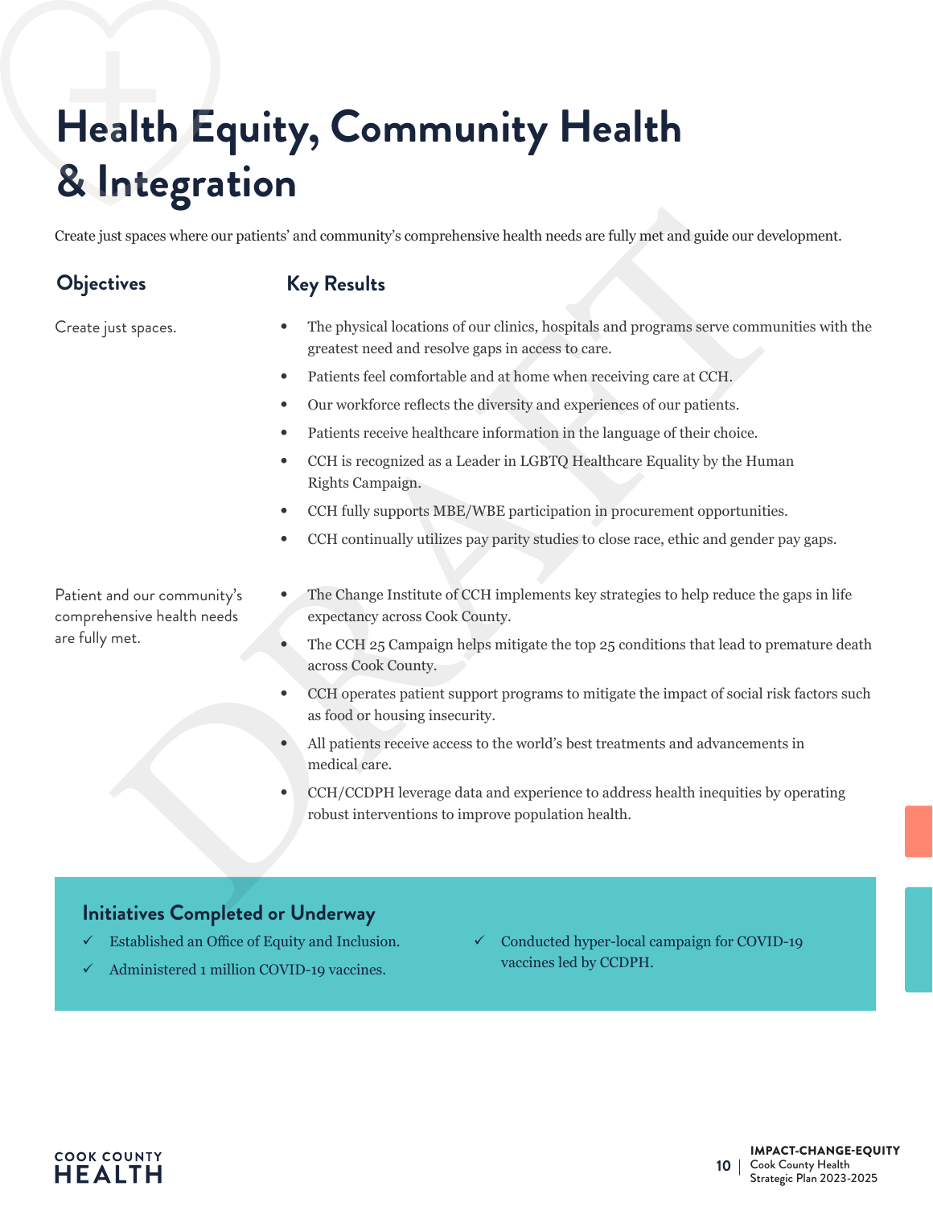# Health Equity, Community Health & Integration

Create just spaces where our patients' and community's comprehensive health needs are fully met and guide our development.

| Objectives | Key Results |
|---|---|
| Create just spaces. | • The physical locations of our clinics, hospitals and programs serve communities with the greatest need and resolve gaps in access to care.<br>• Patients feel comfortable and at home when receiving care at CCH.<br>• Our workforce reflects the diversity and experiences of our patients.<br>• Patients receive healthcare information in the language of their choice.<br>• CCH is recognized as a Leader in LGBTQ Healthcare Equality by the Human Rights Campaign.<br>• CCH fully supports MBE/WBE participation in procurement opportunities.<br>• CCH continually utilizes pay parity studies to close race, ethic and gender pay gaps. |
| Patient and our community's comprehensive health needs are fully met. | • The Change Institute of CCH implements key strategies to help reduce the gaps in life expectancy across Cook County.<br>• The CCH 25 Campaign helps mitigate the top 25 conditions that lead to premature death across Cook County.<br>• CCH operates patient support programs to mitigate the impact of social risk factors such as food or housing insecurity.<br>• All patients receive access to the world's best treatments and advancements in medical care.<br>• CCH/CCDPH leverage data and experience to address health inequities by operating robust interventions to improve population health. |

## Initiatives Completed or Underway

- ✓ Established an Office of Equity and Inclusion.
- ✓ Administered 1 million COVID-19 vaccines.
- ✓ Conducted hyper-local campaign for COVID-19 vaccines led by CCDPH.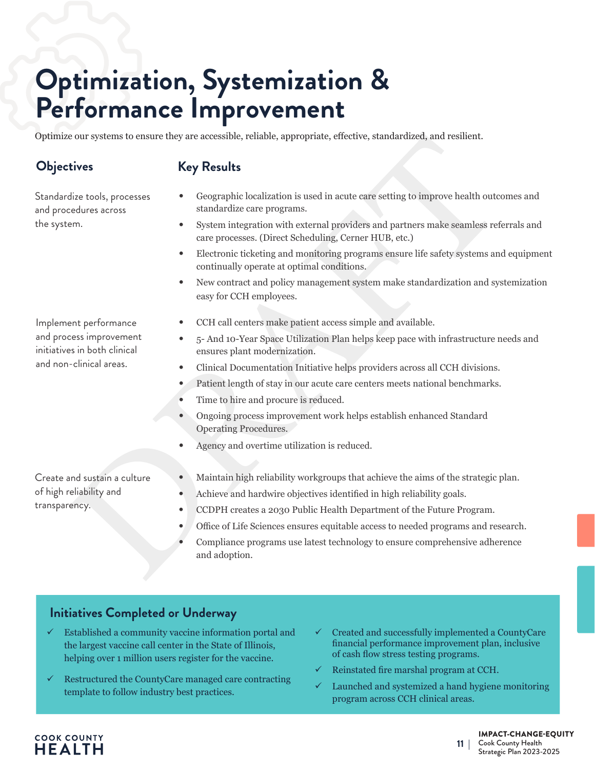# Optimization, Systemization & Performance Improvement

Optimize our systems to ensure they are accessible, reliable, appropriate, effective, standardized, and resilient.

| Objectives | Key Results |
|---|---|
| Standardize tools, processes and procedures across the system. | • Geographic localization is used in acute care setting to improve health outcomes and standardize care programs.<br>• System integration with external providers and partners make seamless referrals and care processes. (Direct Scheduling, Cerner HUB, etc.)<br>• Electronic ticketing and monitoring programs ensure life safety systems and equipment continually operate at optimal conditions.<br>• New contract and policy management system make standardization and systemization easy for CCH employees. |
| Implement performance and process improvement initiatives in both clinical and non-clinical areas. | • CCH call centers make patient access simple and available.<br>• 5- And 10-Year Space Utilization Plan helps keep pace with infrastructure needs and ensures plant modernization.<br>• Clinical Documentation Initiative helps providers across all CCH divisions.<br>• Patient length of stay in our acute care centers meets national benchmarks.<br>• Time to hire and procure is reduced.<br>• Ongoing process improvement work helps establish enhanced Standard Operating Procedures.<br>• Agency and overtime utilization is reduced. |
| Create and sustain a culture of high reliability and transparency. | • Maintain high reliability workgroups that achieve the aims of the strategic plan.<br>• Achieve and hardwire objectives identified in high reliability goals.<br>• CCDPH creates a 2030 Public Health Department of the Future Program.<br>• Office of Life Sciences ensures equitable access to needed programs and research.<br>• Compliance programs use latest technology to ensure comprehensive adherence and adoption. |

## Initiatives Completed or Underway

- ✓ Established a community vaccine information portal and the largest vaccine call center in the State of Illinois, helping over 1 million users register for the vaccine.
- ✓ Restructured the CountyCare managed care contracting template to follow industry best practices.
- ✓ Created and successfully implemented a CountyCare financial performance improvement plan, inclusive of cash flow stress testing programs.
- ✓ Reinstated fire marshal program at CCH.
- ✓ Launched and systemized a hand hygiene monitoring program across CCH clinical areas.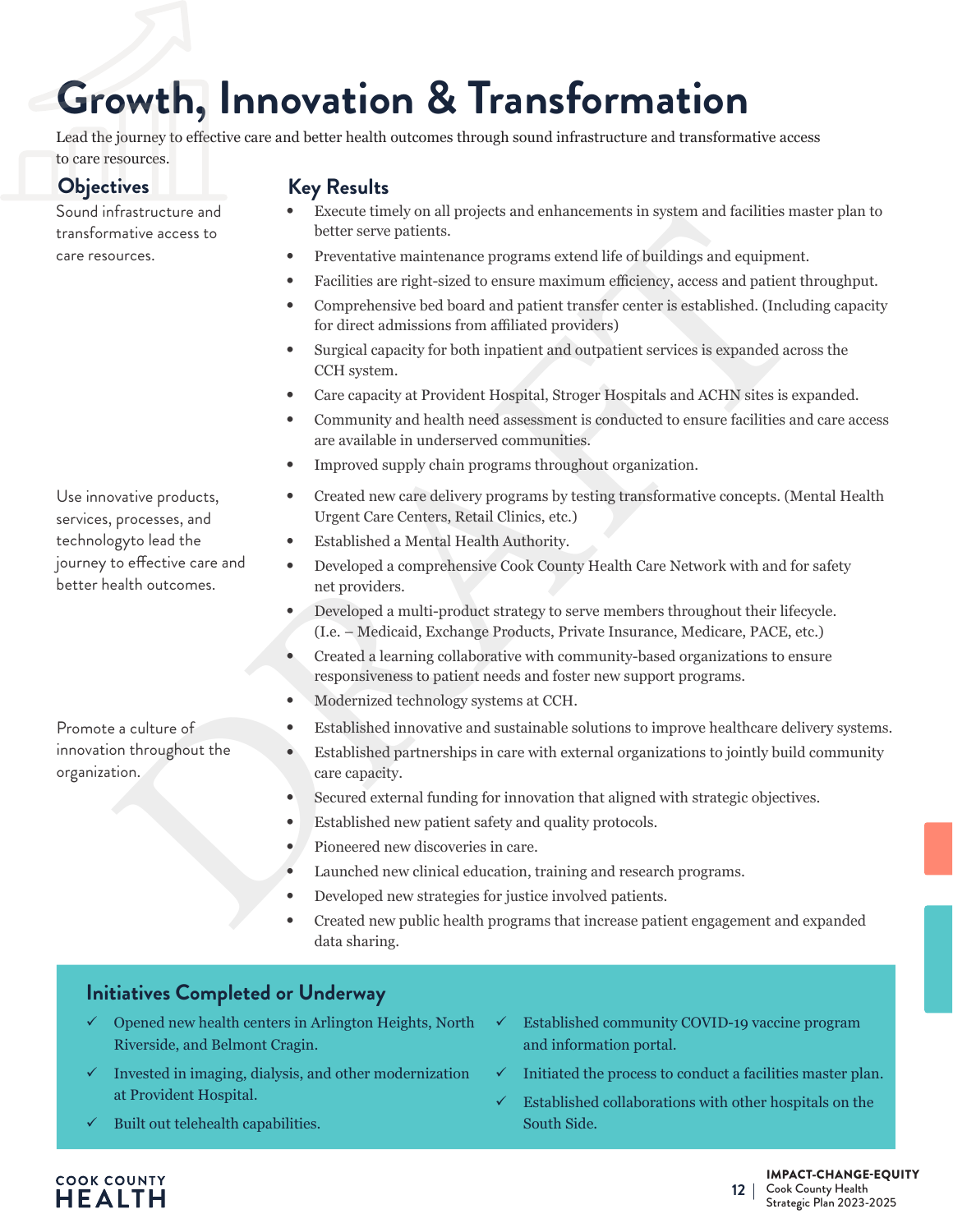# Growth, Innovation & Transformation

Lead the journey to effective care and better health outcomes through sound infrastructure and transformative access to care resources.

| Objectives | Key Results |
| --- | --- |
| Sound infrastructure and transformative access to care resources. | • Execute timely on all projects and enhancements in system and facilities master plan to better serve patients.<br>• Preventative maintenance programs extend life of buildings and equipment.<br>• Facilities are right-sized to ensure maximum efficiency, access and patient throughput.<br>• Comprehensive bed board and patient transfer center is established. (Including capacity for direct admissions from affiliated providers)<br>• Surgical capacity for both inpatient and outpatient services is expanded across the CCH system.<br>• Care capacity at Provident Hospital, Stroger Hospitals and ACHN sites is expanded.<br>• Community and health need assessment is conducted to ensure facilities and care access are available in underserved communities.<br>• Improved supply chain programs throughout organization. |
| Use innovative products, services, processes, and technologyto lead the journey to effective care and better health outcomes. | • Created new care delivery programs by testing transformative concepts. (Mental Health Urgent Care Centers, Retail Clinics, etc.)<br>• Established a Mental Health Authority.<br>• Developed a comprehensive Cook County Health Care Network with and for safety net providers.<br>• Developed a multi-product strategy to serve members throughout their lifecycle. (I.e. – Medicaid, Exchange Products, Private Insurance, Medicare, PACE, etc.)<br>• Created a learning collaborative with community-based organizations to ensure responsiveness to patient needs and foster new support programs.<br>• Modernized technology systems at CCH. |
| Promote a culture of innovation throughout the organization. | • Established innovative and sustainable solutions to improve healthcare delivery systems.<br>• Established partnerships in care with external organizations to jointly build community care capacity.<br>• Secured external funding for innovation that aligned with strategic objectives.<br>• Established new patient safety and quality protocols.<br>• Pioneered new discoveries in care.<br>• Launched new clinical education, training and research programs.<br>• Developed new strategies for justice involved patients.<br>• Created new public health programs that increase patient engagement and expanded data sharing. |

## Initiatives Completed or Underway

- ✓ Opened new health centers in Arlington Heights, North Riverside, and Belmont Cragin.
- ✓ Invested in imaging, dialysis, and other modernization at Provident Hospital.
- ✓ Built out telehealth capabilities.
- ✓ Established community COVID-19 vaccine program and information portal.
- ✓ Initiated the process to conduct a facilities master plan.
- ✓ Established collaborations with other hospitals on the South Side.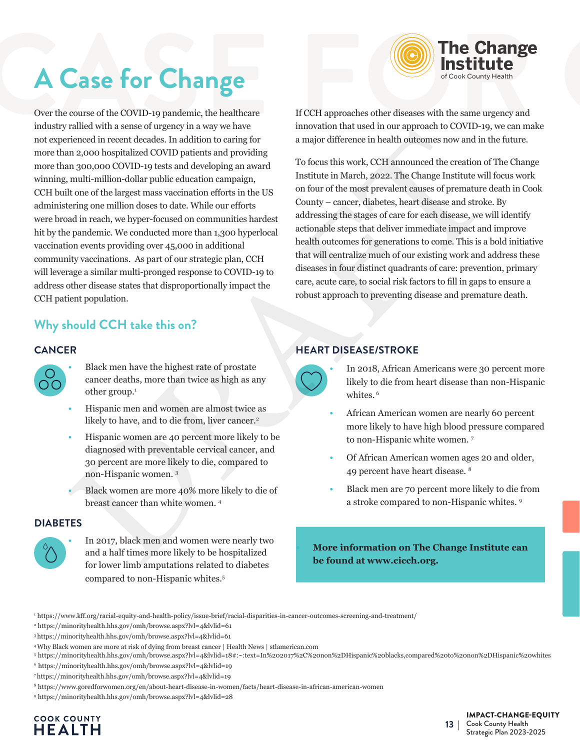# A Case for Change

Over the course of the COVID-19 pandemic, the healthcare industry rallied with a sense of urgency in a way we have not experienced in recent decades. In addition to caring for more than 2,000 hospitalized COVID patients and providing more than 300,000 COVID-19 tests and developing an award winning, multi-million-dollar public education campaign, CCH built one of the largest mass vaccination efforts in the US administering one million doses to date. While our efforts were broad in reach, we hyper-focused on communities hardest hit by the pandemic. We conducted more than 1,300 hyperlocal vaccination events providing over 45,000 in additional community vaccinations. As part of our strategic plan, CCH will leverage a similar multi-pronged response to COVID-19 to address other disease states that disproportionally impact the CCH patient population.

If CCH approaches other diseases with the same urgency and innovation that used in our approach to COVID-19, we can make a major difference in health outcomes now and in the future.

To focus this work, CCH announced the creation of The Change Institute in March, 2022. The Change Institute will focus work on four of the most prevalent causes of premature death in Cook County – cancer, diabetes, heart disease and stroke. By addressing the stages of care for each disease, we will identify actionable steps that deliver immediate impact and improve health outcomes for generations to come. This is a bold initiative that will centralize much of our existing work and address these diseases in four distinct quadrants of care: prevention, primary care, acute care, to social risk factors to fill in gaps to ensure a robust approach to preventing disease and premature death.

## Why should CCH take this on?

### CANCER

- Black men have the highest rate of prostate cancer deaths, more than twice as high as any other group.[1]
- Hispanic men and women are almost twice as likely to have, and to die from, liver cancer.[2]
- Hispanic women are 40 percent more likely to be diagnosed with preventable cervical cancer, and 30 percent are more likely to die, compared to non-Hispanic women. [3]
- Black women are more 40% more likely to die of breast cancer than white women. [4]

### DIABETES

- In 2017, black men and women were nearly two and a half times more likely to be hospitalized for lower limb amputations related to diabetes compared to non-Hispanic whites.[5]

### HEART DISEASE/STROKE

- In 2018, African Americans were 30 percent more likely to die from heart disease than non-Hispanic whites. [6]
- African American women are nearly 60 percent more likely to have high blood pressure compared to non-Hispanic white women. [7]
- Of African American women ages 20 and older, 49 percent have heart disease. [8]
- Black men are 70 percent more likely to die from a stroke compared to non-Hispanic whites. [9]

**More information on The Change Institute can be found at www.cicch.org.**

[1] https://www.kff.org/racial-equity-and-health-policy/issue-brief/racial-disparities-in-cancer-outcomes-screening-and-treatment/
[2] https://minorityhealth.hhs.gov/omh/browse.aspx?lvl=4&lvlid=61
[3] https://minorityhealth.hhs.gov/omh/browse.aspx?lvl=4&lvlid=61
[4] Why Black women are more at risk of dying from breast cancer | Health News | stlamerican.com
[5] https://minorityhealth.hhs.gov/omh/browse.aspx?lvl=4&lvlid=18#:~:text=In%202017%2C%20non%2DHispanic%20blacks,compared%20to%20non%2DHispanic%20whites
[6] https://minorityhealth.hhs.gov/omh/browse.aspx?lvl=4&lvlid=19
[7] https://minorityhealth.hhs.gov/omh/browse.aspx?lvl=4&lvlid=19
[8] https://www.goredforwomen.org/en/about-heart-disease-in-women/facts/heart-disease-in-african-american-women
[9] https://minorityhealth.hhs.gov/omh/browse.aspx?lvl=4&lvlid=28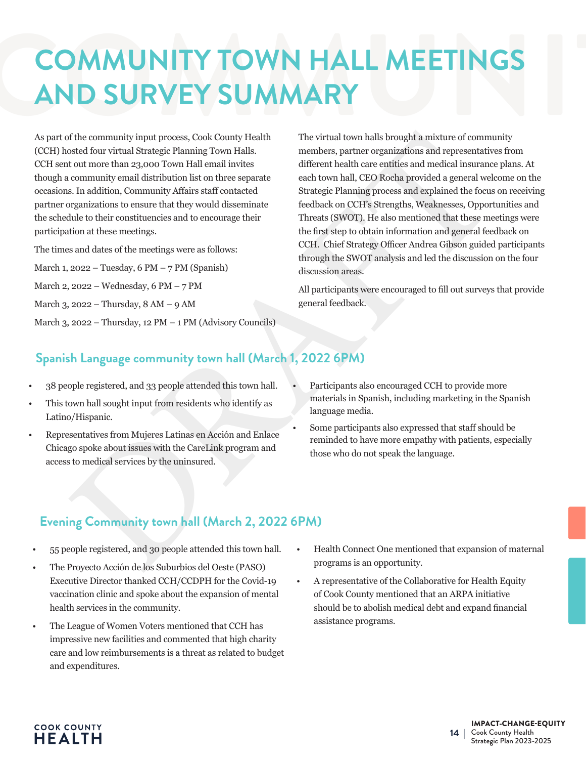# COMMUNITY TOWN HALL MEETINGS AND SURVEY SUMMARY

As part of the community input process, Cook County Health (CCH) hosted four virtual Strategic Planning Town Halls. CCH sent out more than 23,000 Town Hall email invites though a community email distribution list on three separate occasions. In addition, Community Affairs staff contacted partner organizations to ensure that they would disseminate the schedule to their constituencies and to encourage their participation at these meetings.

The times and dates of the meetings were as follows:

March 1, 2022 – Tuesday, 6 PM – 7 PM (Spanish)

March 2, 2022 – Wednesday, 6 PM – 7 PM

March 3, 2022 – Thursday, 8 AM – 9 AM

March 3, 2022 – Thursday, 12 PM – 1 PM (Advisory Councils)

The virtual town halls brought a mixture of community members, partner organizations and representatives from different health care entities and medical insurance plans. At each town hall, CEO Rocha provided a general welcome on the Strategic Planning process and explained the focus on receiving feedback on CCH's Strengths, Weaknesses, Opportunities and Threats (SWOT). He also mentioned that these meetings were the first step to obtain information and general feedback on CCH. Chief Strategy Officer Andrea Gibson guided participants through the SWOT analysis and led the discussion on the four discussion areas.

All participants were encouraged to fill out surveys that provide general feedback.

## Spanish Language community town hall (March 1, 2022 6PM)

- 38 people registered, and 33 people attended this town hall.
- This town hall sought input from residents who identify as Latino/Hispanic.
- Representatives from Mujeres Latinas en Acción and Enlace Chicago spoke about issues with the CareLink program and access to medical services by the uninsured.
- Participants also encouraged CCH to provide more materials in Spanish, including marketing in the Spanish language media.
- Some participants also expressed that staff should be reminded to have more empathy with patients, especially those who do not speak the language.

## Evening Community town hall (March 2, 2022 6PM)

- 55 people registered, and 30 people attended this town hall.
- The Proyecto Acción de los Suburbios del Oeste (PASO) Executive Director thanked CCH/CCDPH for the Covid-19 vaccination clinic and spoke about the expansion of mental health services in the community.
- The League of Women Voters mentioned that CCH has impressive new facilities and commented that high charity care and low reimbursements is a threat as related to budget and expenditures.
- Health Connect One mentioned that expansion of maternal programs is an opportunity.
- A representative of the Collaborative for Health Equity of Cook County mentioned that an ARPA initiative should be to abolish medical debt and expand financial assistance programs.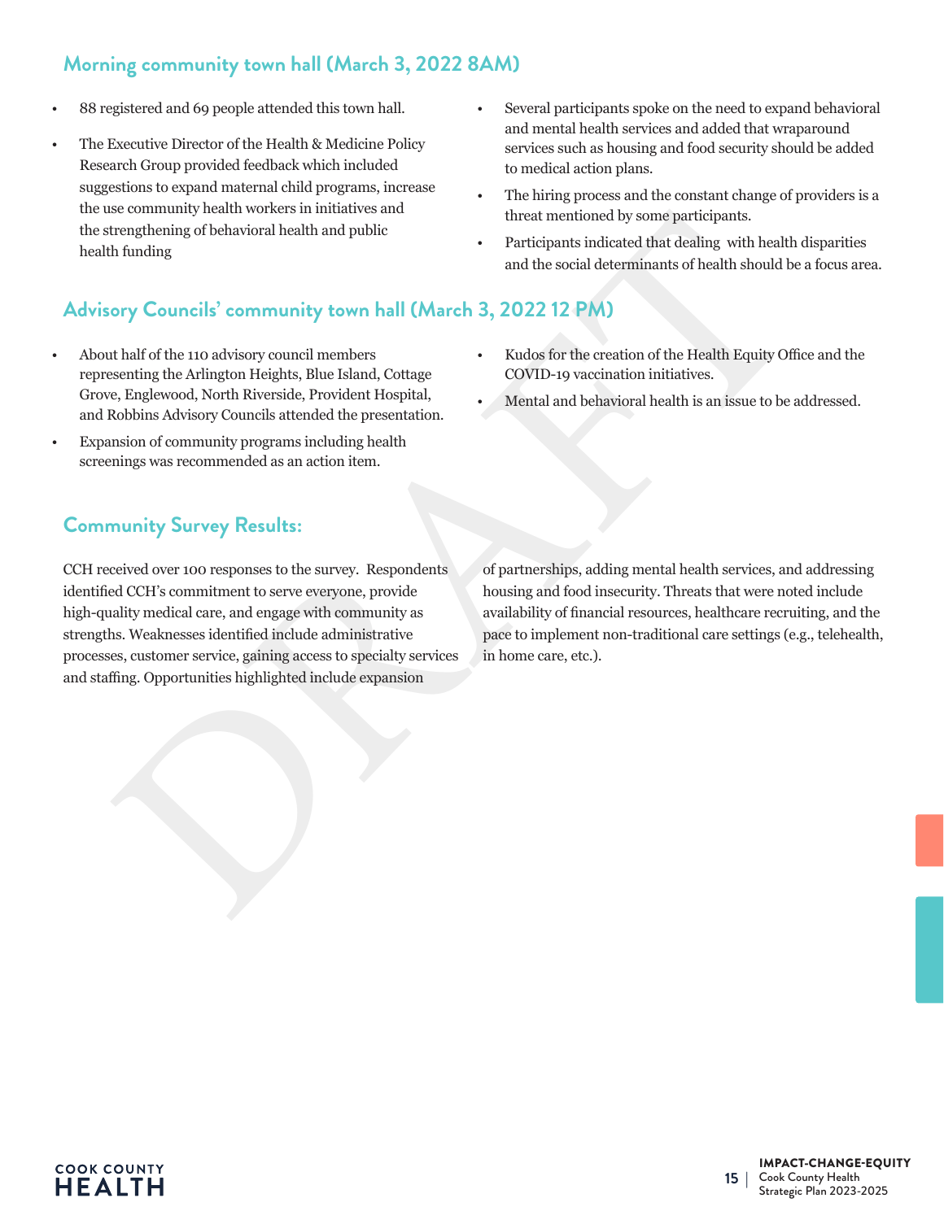## Morning community town hall (March 3, 2022 8AM)

- 88 registered and 69 people attended this town hall.
- The Executive Director of the Health & Medicine Policy Research Group provided feedback which included suggestions to expand maternal child programs, increase the use community health workers in initiatives and the strengthening of behavioral health and public health funding
- Several participants spoke on the need to expand behavioral and mental health services and added that wraparound services such as housing and food security should be added to medical action plans.
- The hiring process and the constant change of providers is a threat mentioned by some participants.
- Participants indicated that dealing with health disparities and the social determinants of health should be a focus area.

## Advisory Councils' community town hall (March 3, 2022 12 PM)

- About half of the 110 advisory council members representing the Arlington Heights, Blue Island, Cottage Grove, Englewood, North Riverside, Provident Hospital, and Robbins Advisory Councils attended the presentation.
- Expansion of community programs including health screenings was recommended as an action item.
- Kudos for the creation of the Health Equity Office and the COVID-19 vaccination initiatives.
- Mental and behavioral health is an issue to be addressed.

## Community Survey Results:

CCH received over 100 responses to the survey. Respondents identified CCH's commitment to serve everyone, provide high-quality medical care, and engage with community as strengths. Weaknesses identified include administrative processes, customer service, gaining access to specialty services and staffing. Opportunities highlighted include expansion of partnerships, adding mental health services, and addressing housing and food insecurity. Threats that were noted include availability of financial resources, healthcare recruiting, and the pace to implement non-traditional care settings (e.g., telehealth, in home care, etc.).